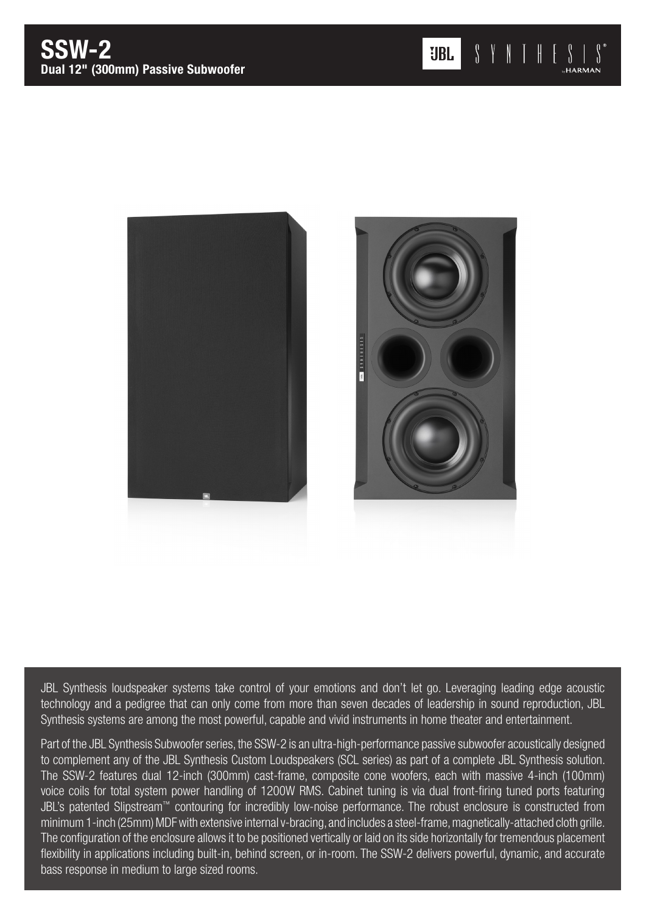# SSW-2
**Dual 12" (300mm) Passive Subwoofer**

JBL Synthesis loudspeaker systems take control of your emotions and don't let go. Leveraging leading edge acoustic technology and a pedigree that can only come from more than seven decades of leadership in sound reproduction, JBL Synthesis systems are among the most powerful, capable and vivid instruments in home theater and entertainment.

Part of the JBL Synthesis Subwoofer series, the SSW-2 is an ultra-high-performance passive subwoofer acoustically designed to complement any of the JBL Synthesis Custom Loudspeakers (SCL series) as part of a complete JBL Synthesis solution. The SSW-2 features dual 12-inch (300mm) cast-frame, composite cone woofers, each with massive 4-inch (100mm) voice coils for total system power handling of 1200W RMS. Cabinet tuning is via dual front-firing tuned ports featuring JBL's patented Slipstream™ contouring for incredibly low-noise performance. The robust enclosure is constructed from minimum 1-inch (25mm) MDF with extensive internal v-bracing, and includes a steel-frame, magnetically-attached cloth grille. The configuration of the enclosure allows it to be positioned vertically or laid on its side horizontally for tremendous placement flexibility in applications including built-in, behind screen, or in-room. The SSW-2 delivers powerful, dynamic, and accurate bass response in medium to large sized rooms.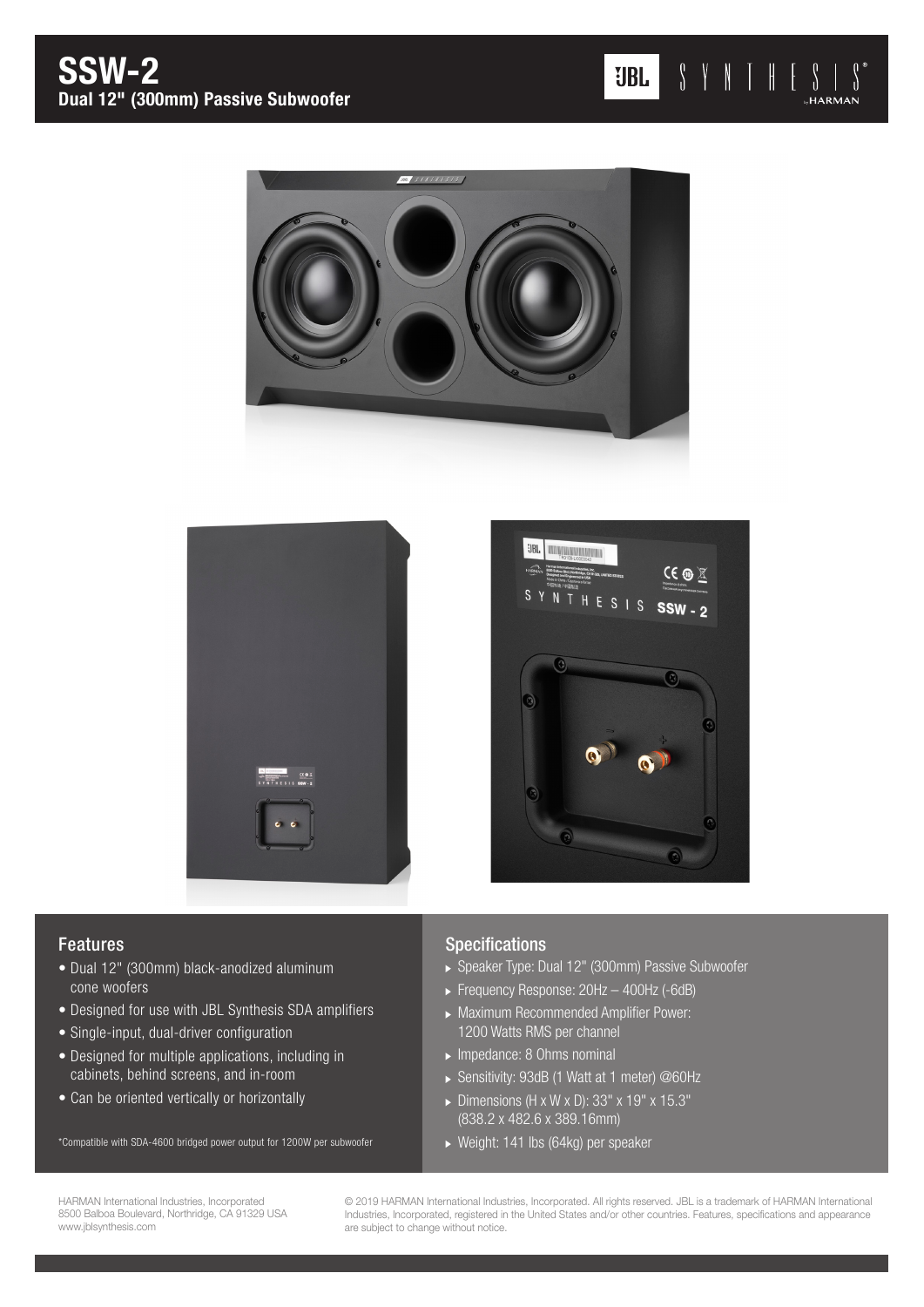# SSW-2

**Dual 12" (300mm) Passive Subwoofer**

JBL SYNTHESIS by HARMAN

## Features

- Dual 12" (300mm) black-anodized aluminum cone woofers
- Designed for use with JBL Synthesis SDA amplifiers
- Single-input, dual-driver configuration
- Designed for multiple applications, including in cabinets, behind screens, and in-room
- Can be oriented vertically or horizontally

*Compatible with SDA-4600 bridged power output for 1200W per subwoofer

## Specifications

- Speaker Type: Dual 12" (300mm) Passive Subwoofer
- Frequency Response: 20Hz – 400Hz (-6dB)
- Maximum Recommended Amplifier Power: 1200 Watts RMS per channel
- Impedance: 8 Ohms nominal
- Sensitivity: 93dB (1 Watt at 1 meter) @60Hz
- Dimensions (H x W x D): 33" x 19" x 15.3" (838.2 x 482.6 x 389.16mm)
- Weight: 141 lbs (64kg) per speaker

HARMAN International Industries, Incorporated
8500 Balboa Boulevard, Northridge, CA 91329 USA
www.jblsynthesis.com

© 2019 HARMAN International Industries, Incorporated. All rights reserved. JBL is a trademark of HARMAN International Industries, Incorporated, registered in the United States and/or other countries. Features, specifications and appearance are subject to change without notice.